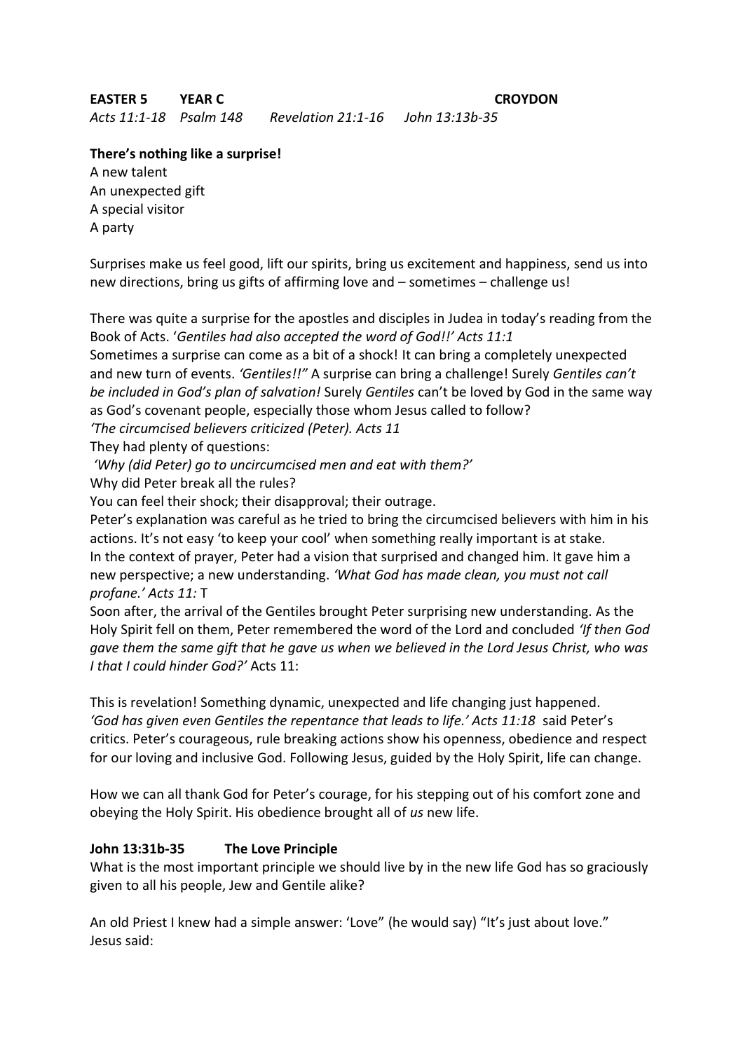**EASTER 5 YEAR C CROYDON**

*Acts 11:1-18 Psalm 148 Revelation 21:1-16 John 13:13b-35*

**There's nothing like a surprise!**

A new talent
An unexpected gift
A special visitor
A party

Surprises make us feel good, lift our spirits, bring us excitement and happiness, send us into new directions, bring us gifts of affirming love and – sometimes – challenge us!

There was quite a surprise for the apostles and disciples in Judea in today's reading from the Book of Acts. '*Gentiles had also accepted the word of God!!' Acts 11:1*
Sometimes a surprise can come as a bit of a shock! It can bring a completely unexpected and new turn of events. *'Gentiles!!"* A surprise can bring a challenge! Surely *Gentiles can't be included in God's plan of salvation!* Surely *Gentiles* can't be loved by God in the same way as God's covenant people, especially those whom Jesus called to follow?
*'The circumcised believers criticized (Peter). Acts 11*
They had plenty of questions:
*'Why (did Peter) go to uncircumcised men and eat with them?'*
Why did Peter break all the rules?
You can feel their shock; their disapproval; their outrage.
Peter's explanation was careful as he tried to bring the circumcised believers with him in his actions. It's not easy 'to keep your cool' when something really important is at stake.
In the context of prayer, Peter had a vision that surprised and changed him. It gave him a new perspective; a new understanding. *'What God has made clean, you must not call profane.' Acts 11:* T
Soon after, the arrival of the Gentiles brought Peter surprising new understanding. As the Holy Spirit fell on them, Peter remembered the word of the Lord and concluded *'If then God gave them the same gift that he gave us when we believed in the Lord Jesus Christ, who was I that I could hinder God?'* Acts 11:

This is revelation! Something dynamic, unexpected and life changing just happened.
*'God has given even Gentiles the repentance that leads to life.' Acts 11:18* said Peter's critics. Peter's courageous, rule breaking actions show his openness, obedience and respect for our loving and inclusive God. Following Jesus, guided by the Holy Spirit, life can change.

How we can all thank God for Peter's courage, for his stepping out of his comfort zone and obeying the Holy Spirit. His obedience brought all of *us* new life.

**John 13:31b-35 The Love Principle**

What is the most important principle we should live by in the new life God has so graciously given to all his people, Jew and Gentile alike?

An old Priest I knew had a simple answer: 'Love" (he would say) "It's just about love."
Jesus said: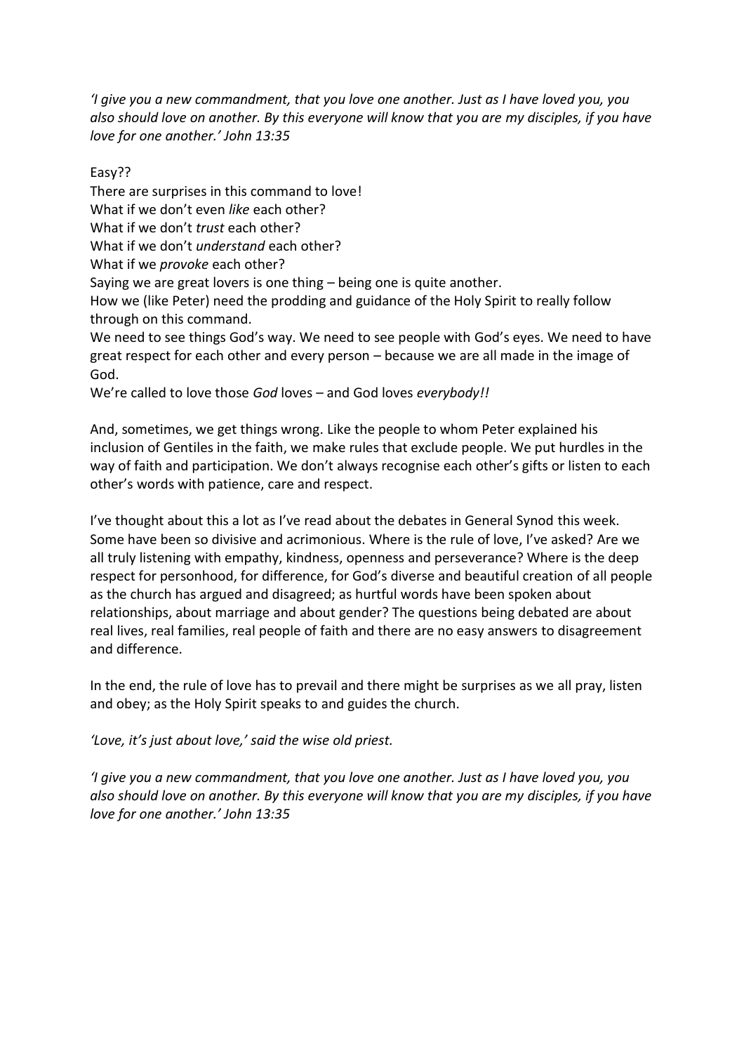*'I give you a new commandment, that you love one another. Just as I have loved you, you also should love on another. By this everyone will know that you are my disciples, if you have love for one another.' John 13:35*

Easy??
There are surprises in this command to love!
What if we don't even *like* each other?
What if we don't *trust* each other?
What if we don't *understand* each other?
What if we *provoke* each other?
Saying we are great lovers is one thing – being one is quite another.
How we (like Peter) need the prodding and guidance of the Holy Spirit to really follow through on this command.
We need to see things God's way. We need to see people with God's eyes. We need to have great respect for each other and every person – because we are all made in the image of God.
We're called to love those *God* loves – and God loves *everybody!!*

And, sometimes, we get things wrong. Like the people to whom Peter explained his inclusion of Gentiles in the faith, we make rules that exclude people. We put hurdles in the way of faith and participation. We don't always recognise each other's gifts or listen to each other's words with patience, care and respect.

I've thought about this a lot as I've read about the debates in General Synod this week. Some have been so divisive and acrimonious. Where is the rule of love, I've asked? Are we all truly listening with empathy, kindness, openness and perseverance? Where is the deep respect for personhood, for difference, for God's diverse and beautiful creation of all people as the church has argued and disagreed; as hurtful words have been spoken about relationships, about marriage and about gender? The questions being debated are about real lives, real families, real people of faith and there are no easy answers to disagreement and difference.

In the end, the rule of love has to prevail and there might be surprises as we all pray, listen and obey; as the Holy Spirit speaks to and guides the church.

*'Love, it's just about love,' said the wise old priest.*

*'I give you a new commandment, that you love one another. Just as I have loved you, you also should love on another. By this everyone will know that you are my disciples, if you have love for one another.' John 13:35*